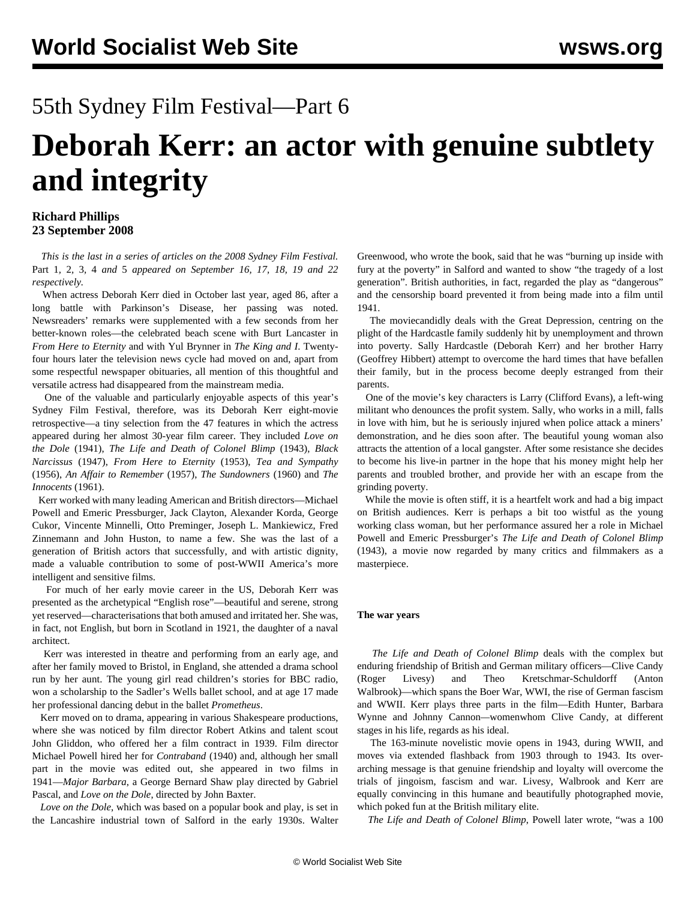# 55th Sydney Film Festival—Part 6

# Deborah Kerr: an actor with genuine subtlety and integrity

**Richard Phillips**
**23 September 2008**

*This is the last in a series of articles on the 2008 Sydney Film Festival.* Part 1, 2, 3, 4 *and* 5 *appeared on September 16, 17, 18, 19 and 22 respectively.*

When actress Deborah Kerr died in October last year, aged 86, after a long battle with Parkinson's Disease, her passing was noted. Newsreaders' remarks were supplemented with a few seconds from her better-known roles—the celebrated beach scene with Burt Lancaster in *From Here to Eternity* and with Yul Brynner in *The King and I*. Twenty-four hours later the television news cycle had moved on and, apart from some respectful newspaper obituaries, all mention of this thoughtful and versatile actress had disappeared from the mainstream media.

One of the valuable and particularly enjoyable aspects of this year's Sydney Film Festival, therefore, was its Deborah Kerr eight-movie retrospective—a tiny selection from the 47 features in which the actress appeared during her almost 30-year film career. They included *Love on the Dole* (1941), *The Life and Death of Colonel Blimp* (1943), *Black Narcissus* (1947), *From Here to Eternity* (1953), *Tea and Sympathy* (1956), *An Affair to Remember* (1957), *The Sundowners* (1960) and *The Innocents* (1961).

Kerr worked with many leading American and British directors—Michael Powell and Emeric Pressburger, Jack Clayton, Alexander Korda, George Cukor, Vincente Minnelli, Otto Preminger, Joseph L. Mankiewicz, Fred Zinnemann and John Huston, to name a few. She was the last of a generation of British actors that successfully, and with artistic dignity, made a valuable contribution to some of post-WWII America's more intelligent and sensitive films.

For much of her early movie career in the US, Deborah Kerr was presented as the archetypical "English rose"—beautiful and serene, strong yet reserved—characterisations that both amused and irritated her. She was, in fact, not English, but born in Scotland in 1921, the daughter of a naval architect.

Kerr was interested in theatre and performing from an early age, and after her family moved to Bristol, in England, she attended a drama school run by her aunt. The young girl read children's stories for BBC radio, won a scholarship to the Sadler's Wells ballet school, and at age 17 made her professional dancing debut in the ballet *Prometheus*.

Kerr moved on to drama, appearing in various Shakespeare productions, where she was noticed by film director Robert Atkins and talent scout John Gliddon, who offered her a film contract in 1939. Film director Michael Powell hired her for *Contraband* (1940) and, although her small part in the movie was edited out, she appeared in two films in 1941—*Major Barbara*, a George Bernard Shaw play directed by Gabriel Pascal, and *Love on the Dole*, directed by John Baxter.

*Love on the Dole*, which was based on a popular book and play, is set in the Lancashire industrial town of Salford in the early 1930s. Walter Greenwood, who wrote the book, said that he was "burning up inside with fury at the poverty" in Salford and wanted to show "the tragedy of a lost generation". British authorities, in fact, regarded the play as "dangerous" and the censorship board prevented it from being made into a film until 1941.

The moviecandidly deals with the Great Depression, centring on the plight of the Hardcastle family suddenly hit by unemployment and thrown into poverty. Sally Hardcastle (Deborah Kerr) and her brother Harry (Geoffrey Hibbert) attempt to overcome the hard times that have befallen their family, but in the process become deeply estranged from their parents.

One of the movie's key characters is Larry (Clifford Evans), a left-wing militant who denounces the profit system. Sally, who works in a mill, falls in love with him, but he is seriously injured when police attack a miners' demonstration, and he dies soon after. The beautiful young woman also attracts the attention of a local gangster. After some resistance she decides to become his live-in partner in the hope that his money might help her parents and troubled brother, and provide her with an escape from the grinding poverty.

While the movie is often stiff, it is a heartfelt work and had a big impact on British audiences. Kerr is perhaps a bit too wistful as the young working class woman, but her performance assured her a role in Michael Powell and Emeric Pressburger's *The Life and Death of Colonel Blimp* (1943), a movie now regarded by many critics and filmmakers as a masterpiece.

**The war years**

*The Life and Death of Colonel Blimp* deals with the complex but enduring friendship of British and German military officers—Clive Candy (Roger Livesy) and Theo Kretschmar-Schuldorff (Anton Walbrook)—which spans the Boer War, WWI, the rise of German fascism and WWII. Kerr plays three parts in the film—Edith Hunter, Barbara Wynne and Johnny Cannon—womenwhom Clive Candy, at different stages in his life, regards as his ideal.

The 163-minute novelistic movie opens in 1943, during WWII, and moves via extended flashback from 1903 through to 1943. Its over-arching message is that genuine friendship and loyalty will overcome the trials of jingoism, fascism and war. Livesy, Walbrook and Kerr are equally convincing in this humane and beautifully photographed movie, which poked fun at the British military elite.

*The Life and Death of Colonel Blimp*, Powell later wrote, "was a 100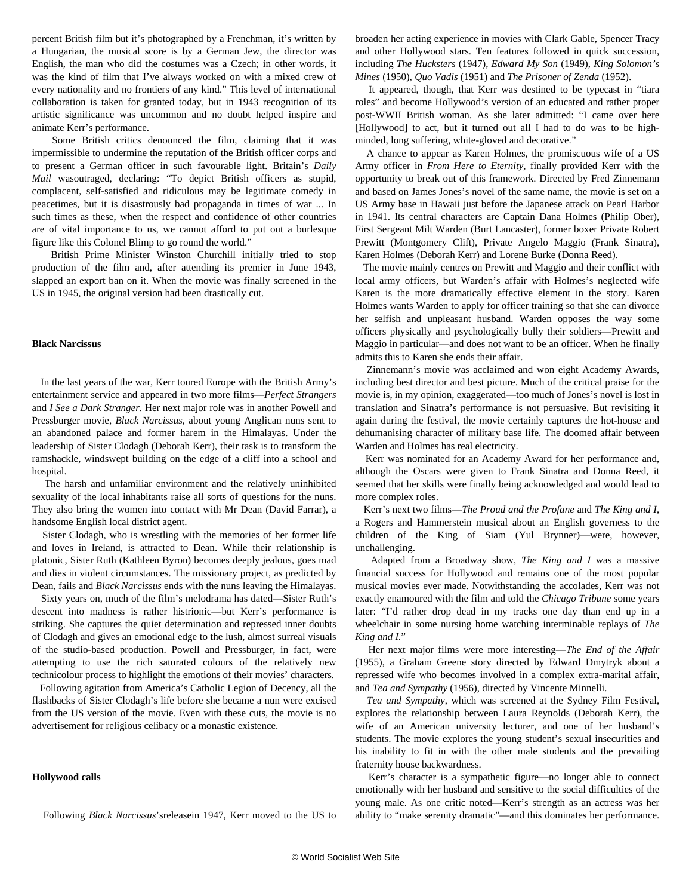percent British film but it's photographed by a Frenchman, it's written by a Hungarian, the musical score is by a German Jew, the director was English, the man who did the costumes was a Czech; in other words, it was the kind of film that I've always worked on with a mixed crew of every nationality and no frontiers of any kind." This level of international collaboration is taken for granted today, but in 1943 recognition of its artistic significance was uncommon and no doubt helped inspire and animate Kerr's performance.

Some British critics denounced the film, claiming that it was impermissible to undermine the reputation of the British officer corps and to present a German officer in such favourable light. Britain's *Daily Mail* wasoutraged, declaring: "To depict British officers as stupid, complacent, self-satisfied and ridiculous may be legitimate comedy in peacetimes, but it is disastrously bad propaganda in times of war ... In such times as these, when the respect and confidence of other countries are of vital importance to us, we cannot afford to put out a burlesque figure like this Colonel Blimp to go round the world."

British Prime Minister Winston Churchill initially tried to stop production of the film and, after attending its premier in June 1943, slapped an export ban on it. When the movie was finally screened in the US in 1945, the original version had been drastically cut.

**Black Narcissus**

In the last years of the war, Kerr toured Europe with the British Army's entertainment service and appeared in two more films—*Perfect Strangers* and *I See a Dark Stranger*. Her next major role was in another Powell and Pressburger movie, *Black Narcissus*, about young Anglican nuns sent to an abandoned palace and former harem in the Himalayas. Under the leadership of Sister Clodagh (Deborah Kerr), their task is to transform the ramshackle, windswept building on the edge of a cliff into a school and hospital.

The harsh and unfamiliar environment and the relatively uninhibited sexuality of the local inhabitants raise all sorts of questions for the nuns. They also bring the women into contact with Mr Dean (David Farrar), a handsome English local district agent.

Sister Clodagh, who is wrestling with the memories of her former life and loves in Ireland, is attracted to Dean. While their relationship is platonic, Sister Ruth (Kathleen Byron) becomes deeply jealous, goes mad and dies in violent circumstances. The missionary project, as predicted by Dean, fails and *Black Narcissus* ends with the nuns leaving the Himalayas.

Sixty years on, much of the film's melodrama has dated—Sister Ruth's descent into madness is rather histrionic—but Kerr's performance is striking. She captures the quiet determination and repressed inner doubts of Clodagh and gives an emotional edge to the lush, almost surreal visuals of the studio-based production. Powell and Pressburger, in fact, were attempting to use the rich saturated colours of the relatively new technicolour process to highlight the emotions of their movies' characters.

Following agitation from America's Catholic Legion of Decency, all the flashbacks of Sister Clodagh's life before she became a nun were excised from the US version of the movie. Even with these cuts, the movie is no advertisement for religious celibacy or a monastic existence.

**Hollywood calls**

Following *Black Narcissus*'sreleasein 1947, Kerr moved to the US to broaden her acting experience in movies with Clark Gable, Spencer Tracy and other Hollywood stars. Ten features followed in quick succession, including *The Hucksters* (1947), *Edward My Son* (1949), *King Solomon's Mines* (1950), *Quo Vadis* (1951) and *The Prisoner of Zenda* (1952).

It appeared, though, that Kerr was destined to be typecast in "tiara roles" and become Hollywood's version of an educated and rather proper post-WWII British woman. As she later admitted: "I came over here [Hollywood] to act, but it turned out all I had to do was to be high-minded, long suffering, white-gloved and decorative."

A chance to appear as Karen Holmes, the promiscuous wife of a US Army officer in *From Here to Eternity*, finally provided Kerr with the opportunity to break out of this framework. Directed by Fred Zinnemann and based on James Jones's novel of the same name, the movie is set on a US Army base in Hawaii just before the Japanese attack on Pearl Harbor in 1941. Its central characters are Captain Dana Holmes (Philip Ober), First Sergeant Milt Warden (Burt Lancaster), former boxer Private Robert Prewitt (Montgomery Clift), Private Angelo Maggio (Frank Sinatra), Karen Holmes (Deborah Kerr) and Lorene Burke (Donna Reed).

The movie mainly centres on Prewitt and Maggio and their conflict with local army officers, but Warden's affair with Holmes's neglected wife Karen is the more dramatically effective element in the story. Karen Holmes wants Warden to apply for officer training so that she can divorce her selfish and unpleasant husband. Warden opposes the way some officers physically and psychologically bully their soldiers—Prewitt and Maggio in particular—and does not want to be an officer. When he finally admits this to Karen she ends their affair.

Zinnemann's movie was acclaimed and won eight Academy Awards, including best director and best picture. Much of the critical praise for the movie is, in my opinion, exaggerated—too much of Jones's novel is lost in translation and Sinatra's performance is not persuasive. But revisiting it again during the festival, the movie certainly captures the hot-house and dehumanising character of military base life. The doomed affair between Warden and Holmes has real electricity.

Kerr was nominated for an Academy Award for her performance and, although the Oscars were given to Frank Sinatra and Donna Reed, it seemed that her skills were finally being acknowledged and would lead to more complex roles.

Kerr's next two films—*The Proud and the Profane* and *The King and I*, a Rogers and Hammerstein musical about an English governess to the children of the King of Siam (Yul Brynner)—were, however, unchallenging.

Adapted from a Broadway show, *The King and I* was a massive financial success for Hollywood and remains one of the most popular musical movies ever made. Notwithstanding the accolades, Kerr was not exactly enamoured with the film and told the *Chicago Tribune* some years later: "I'd rather drop dead in my tracks one day than end up in a wheelchair in some nursing home watching interminable replays of *The King and I*."

Her next major films were more interesting—*The End of the Affair* (1955), a Graham Greene story directed by Edward Dmytryk about a repressed wife who becomes involved in a complex extra-marital affair, and *Tea and Sympathy* (1956), directed by Vincente Minnelli.

*Tea and Sympathy*, which was screened at the Sydney Film Festival, explores the relationship between Laura Reynolds (Deborah Kerr), the wife of an American university lecturer, and one of her husband's students. The movie explores the young student's sexual insecurities and his inability to fit in with the other male students and the prevailing fraternity house backwardness.

Kerr's character is a sympathetic figure—no longer able to connect emotionally with her husband and sensitive to the social difficulties of the young male. As one critic noted—Kerr's strength as an actress was her ability to "make serenity dramatic"—and this dominates her performance.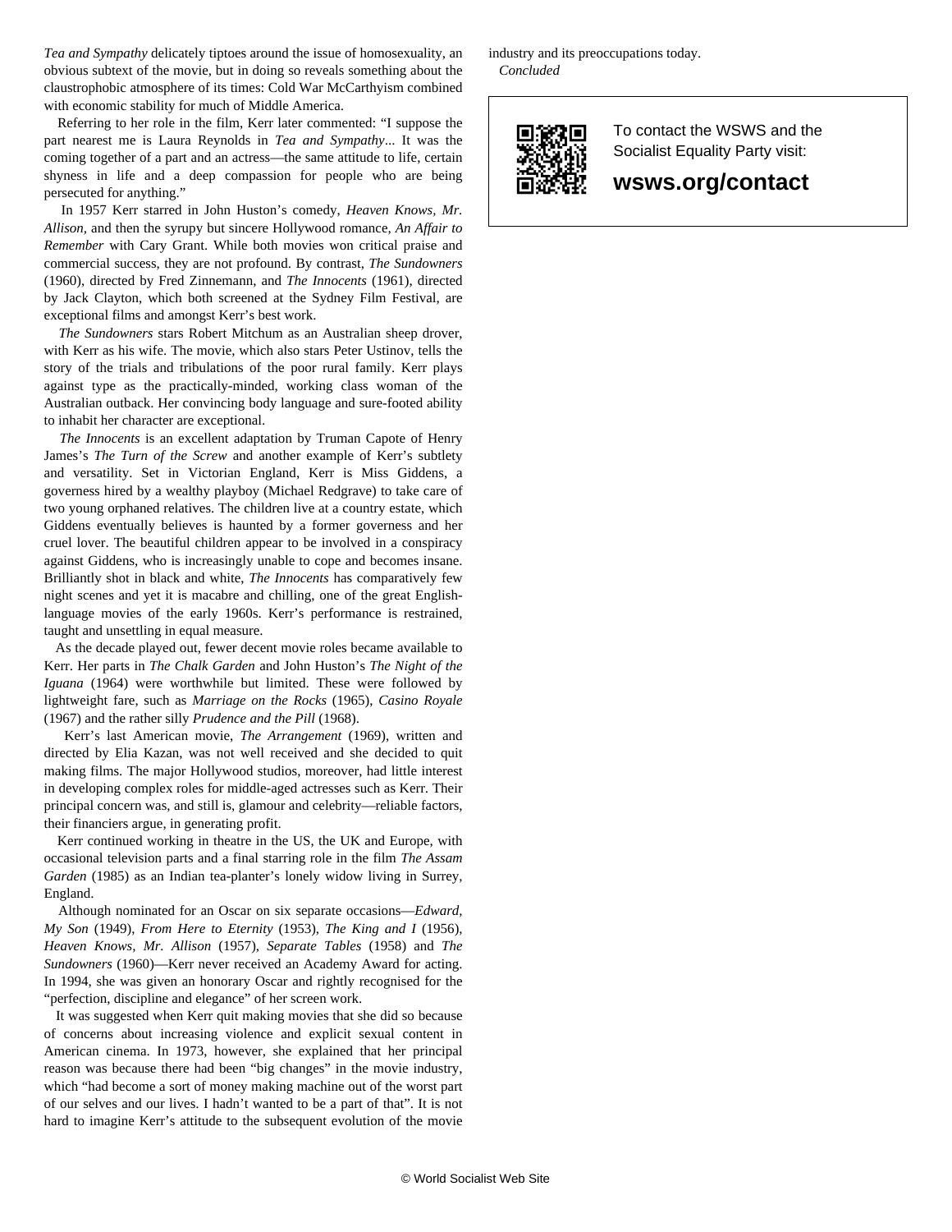*Tea and Sympathy* delicately tiptoes around the issue of homosexuality, an obvious subtext of the movie, but in doing so reveals something about the claustrophobic atmosphere of its times: Cold War McCarthyism combined with economic stability for much of Middle America.

Referring to her role in the film, Kerr later commented: "I suppose the part nearest me is Laura Reynolds in *Tea and Sympathy*... It was the coming together of a part and an actress—the same attitude to life, certain shyness in life and a deep compassion for people who are being persecuted for anything."

In 1957 Kerr starred in John Huston's comedy, *Heaven Knows, Mr. Allison,* and then the syrupy but sincere Hollywood romance, *An Affair to Remember* with Cary Grant. While both movies won critical praise and commercial success, they are not profound. By contrast, *The Sundowners* (1960), directed by Fred Zinnemann, and *The Innocents* (1961), directed by Jack Clayton, which both screened at the Sydney Film Festival, are exceptional films and amongst Kerr's best work.

*The Sundowners* stars Robert Mitchum as an Australian sheep drover, with Kerr as his wife. The movie, which also stars Peter Ustinov, tells the story of the trials and tribulations of the poor rural family. Kerr plays against type as the practically-minded, working class woman of the Australian outback. Her convincing body language and sure-footed ability to inhabit her character are exceptional.

*The Innocents* is an excellent adaptation by Truman Capote of Henry James's *The Turn of the Screw* and another example of Kerr's subtlety and versatility. Set in Victorian England, Kerr is Miss Giddens, a governess hired by a wealthy playboy (Michael Redgrave) to take care of two young orphaned relatives. The children live at a country estate, which Giddens eventually believes is haunted by a former governess and her cruel lover. The beautiful children appear to be involved in a conspiracy against Giddens, who is increasingly unable to cope and becomes insane. Brilliantly shot in black and white, *The Innocents* has comparatively few night scenes and yet it is macabre and chilling, one of the great English-language movies of the early 1960s. Kerr's performance is restrained, taught and unsettling in equal measure.

As the decade played out, fewer decent movie roles became available to Kerr. Her parts in *The Chalk Garden* and John Huston's *The Night of the Iguana* (1964) were worthwhile but limited. These were followed by lightweight fare, such as *Marriage on the Rocks* (1965), *Casino Royale* (1967) and the rather silly *Prudence and the Pill* (1968).

Kerr's last American movie, *The Arrangement* (1969), written and directed by Elia Kazan, was not well received and she decided to quit making films. The major Hollywood studios, moreover, had little interest in developing complex roles for middle-aged actresses such as Kerr. Their principal concern was, and still is, glamour and celebrity—reliable factors, their financiers argue, in generating profit.

Kerr continued working in theatre in the US, the UK and Europe, with occasional television parts and a final starring role in the film *The Assam Garden* (1985) as an Indian tea-planter's lonely widow living in Surrey, England.

Although nominated for an Oscar on six separate occasions—*Edward, My Son* (1949), *From Here to Eternity* (1953), *The King and I* (1956), *Heaven Knows, Mr. Allison* (1957), *Separate Tables* (1958) and *The Sundowners* (1960)—Kerr never received an Academy Award for acting. In 1994, she was given an honorary Oscar and rightly recognised for the "perfection, discipline and elegance" of her screen work.

It was suggested when Kerr quit making movies that she did so because of concerns about increasing violence and explicit sexual content in American cinema. In 1973, however, she explained that her principal reason was because there had been "big changes" in the movie industry, which "had become a sort of money making machine out of the worst part of our selves and our lives. I hadn't wanted to be a part of that". It is not hard to imagine Kerr's attitude to the subsequent evolution of the movie industry and its preoccupations today.

*Concluded*

To contact the WSWS and the Socialist Equality Party visit:

**wsws.org/contact**